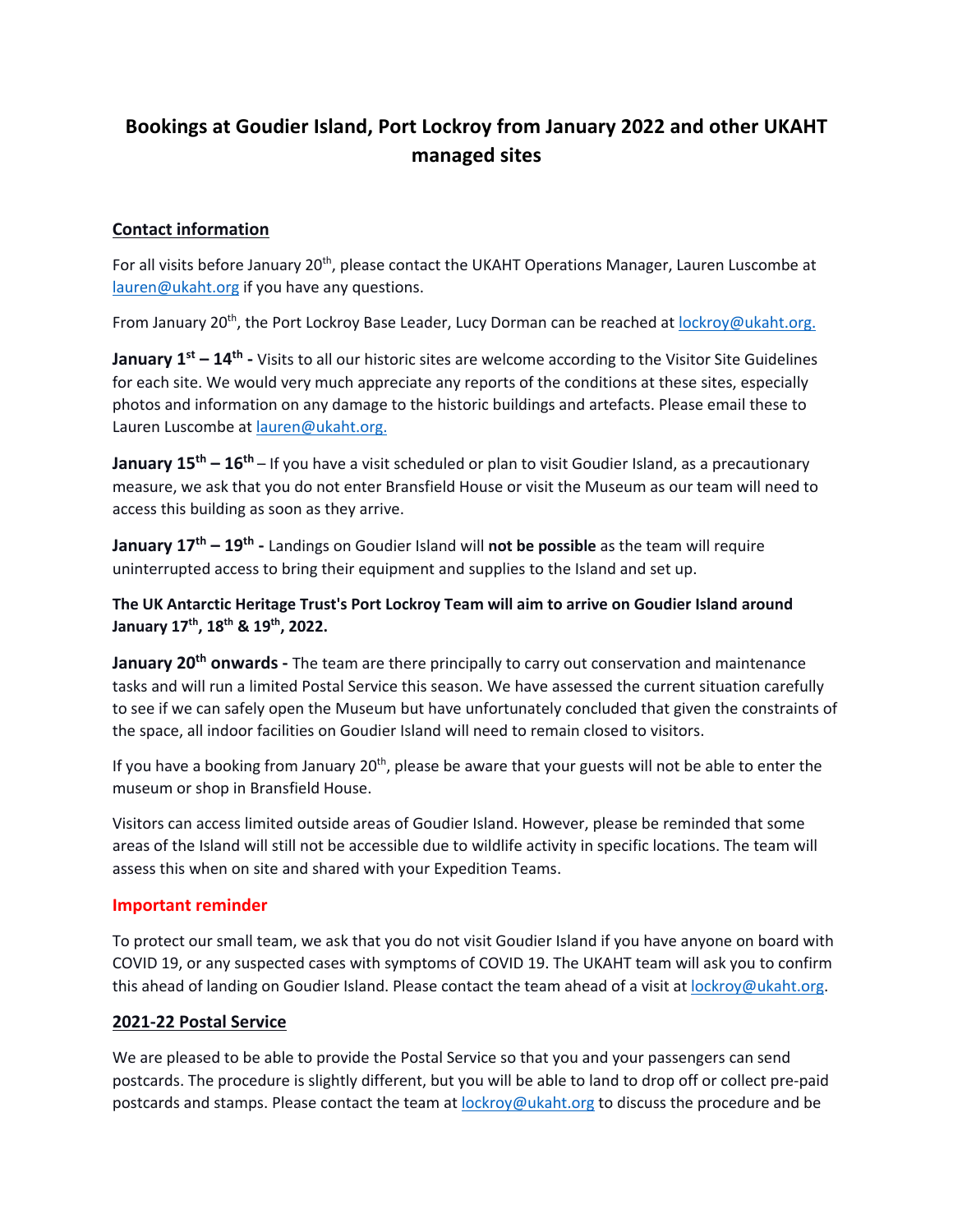# Bookings at Goudier Island, Port Lockroy from January 2022 and other UKAHT managed sites

## Contact information

For all visits before January 20th, please contact the UKAHT Operations Manager, Lauren Luscombe at lauren@ukaht.org if you have any questions.

From January 20th, the Port Lockroy Base Leader, Lucy Dorman can be reached at lockroy@ukaht.org.

**January 1st – 14th -** Visits to all our historic sites are welcome according to the Visitor Site Guidelines for each site. We would very much appreciate any reports of the conditions at these sites, especially photos and information on any damage to the historic buildings and artefacts. Please email these to Lauren Luscombe at lauren@ukaht.org.

**January 15th – 16th** – If you have a visit scheduled or plan to visit Goudier Island, as a precautionary measure, we ask that you do not enter Bransfield House or visit the Museum as our team will need to access this building as soon as they arrive.

**January 17th – 19th -** Landings on Goudier Island will **not be possible** as the team will require uninterrupted access to bring their equipment and supplies to the Island and set up.

**The UK Antarctic Heritage Trust's Port Lockroy Team will aim to arrive on Goudier Island around January 17th, 18th & 19th, 2022.**

**January 20th onwards -** The team are there principally to carry out conservation and maintenance tasks and will run a limited Postal Service this season. We have assessed the current situation carefully to see if we can safely open the Museum but have unfortunately concluded that given the constraints of the space, all indoor facilities on Goudier Island will need to remain closed to visitors.

If you have a booking from January 20th, please be aware that your guests will not be able to enter the museum or shop in Bransfield House.

Visitors can access limited outside areas of Goudier Island. However, please be reminded that some areas of the Island will still not be accessible due to wildlife activity in specific locations. The team will assess this when on site and shared with your Expedition Teams.

### Important reminder

To protect our small team, we ask that you do not visit Goudier Island if you have anyone on board with COVID 19, or any suspected cases with symptoms of COVID 19. The UKAHT team will ask you to confirm this ahead of landing on Goudier Island. Please contact the team ahead of a visit at lockroy@ukaht.org.

## 2021-22 Postal Service

We are pleased to be able to provide the Postal Service so that you and your passengers can send postcards. The procedure is slightly different, but you will be able to land to drop off or collect pre-paid postcards and stamps. Please contact the team at lockroy@ukaht.org to discuss the procedure and be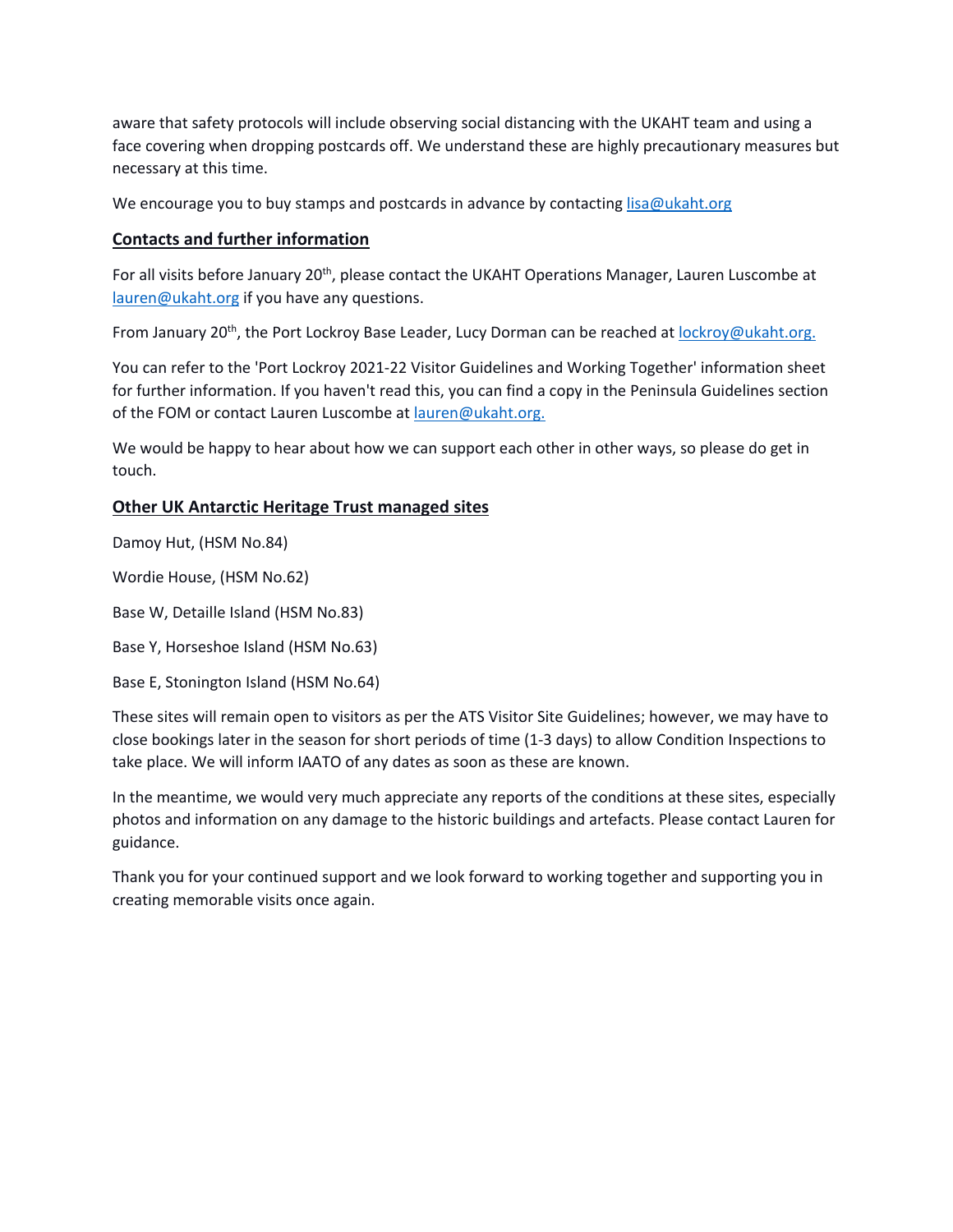aware that safety protocols will include observing social distancing with the UKAHT team and using a face covering when dropping postcards off. We understand these are highly precautionary measures but necessary at this time.

We encourage you to buy stamps and postcards in advance by contacting lisa@ukaht.org

## Contacts and further information

For all visits before January 20th, please contact the UKAHT Operations Manager, Lauren Luscombe at lauren@ukaht.org if you have any questions.

From January 20th, the Port Lockroy Base Leader, Lucy Dorman can be reached at lockroy@ukaht.org.

You can refer to the 'Port Lockroy 2021-22 Visitor Guidelines and Working Together' information sheet for further information. If you haven't read this, you can find a copy in the Peninsula Guidelines section of the FOM or contact Lauren Luscombe at lauren@ukaht.org.

We would be happy to hear about how we can support each other in other ways, so please do get in touch.

## Other UK Antarctic Heritage Trust managed sites

Damoy Hut, (HSM No.84)

Wordie House, (HSM No.62)

Base W, Detaille Island (HSM No.83)

Base Y, Horseshoe Island (HSM No.63)

Base E, Stonington Island (HSM No.64)

These sites will remain open to visitors as per the ATS Visitor Site Guidelines; however, we may have to close bookings later in the season for short periods of time (1-3 days) to allow Condition Inspections to take place. We will inform IAATO of any dates as soon as these are known.

In the meantime, we would very much appreciate any reports of the conditions at these sites, especially photos and information on any damage to the historic buildings and artefacts. Please contact Lauren for guidance.

Thank you for your continued support and we look forward to working together and supporting you in creating memorable visits once again.